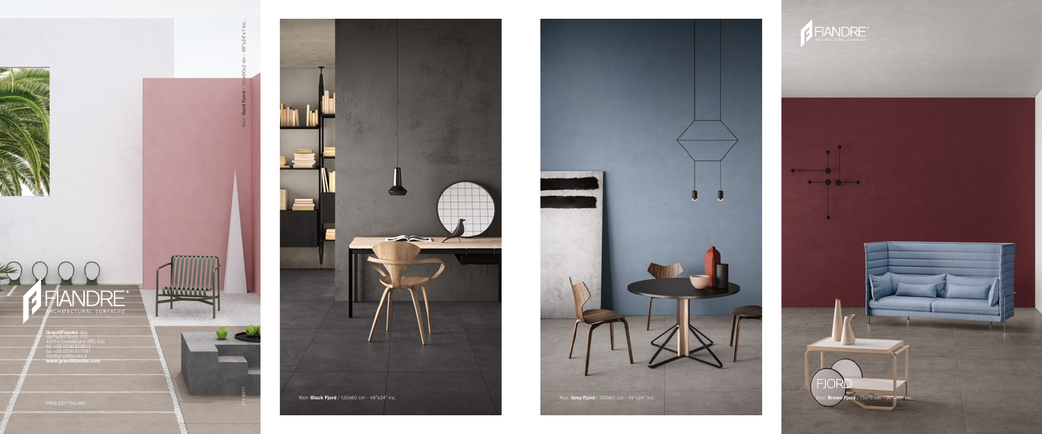floor: **Sand Fjord** / 120x60x2 cm - 48"x24"x1 inc.

FIANDRE
ARCHITECTURAL SURFACES

**GranitiFiandre** spa
via Radici Nord, 112
42014 Castellarano (RE) Italy
tel. +39 0536 819611
fax +39 0536 827097
info@granitifiandre.it
**www.granitifiandre.com**

PROUDLY ITALIAN

FTF0917

floor: **Black Fjord** / 120x60 cm - 48"x24" inc.

floor: **Grey Fjord** / 120x60 cm - 48"x24" inc.

FIANDRE
ARCHITECTURAL SURFACES

FJORD

floor: **Brown Fjord** / 75x75 cm - 30"x30" inc.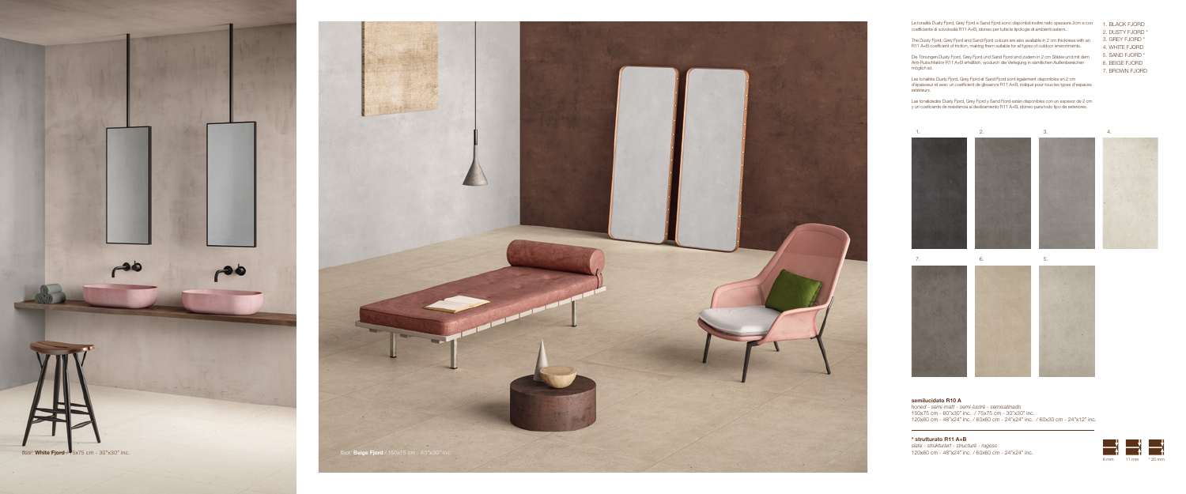floor: **White Fjord** / 75x75 cm - 30"x30" inc.

floor: **Beige Fjord** / 150x75 cm - 60"x30" inc.

Le tonalità Dusty Fjord, Grey Fjord e Sand Fjord sono disponibili inoltre nello spessore 2cm e con coefficiente di scivolosità R11 A+B, idoneo per tutte le tipologie di ambienti esterni.

The Dusty Fjord, Grey Fjord and Sand Fjord colours are also available in 2 cm thickness with an R11 A+B coefficient of friction, making them suitable for all types of outdoor environments.

Die Tönungen Dusty Fjord, Grey Fjord und Sand Fjord sind zudem in 2 cm Stärke und mit dem Anti-Rutschfaktor R11 A+B erhältlich, wodurch die Verlegung in sämtlichen Außenbereichen möglich ist.

Les tonalités Dusty Fjord, Grey Fjord et Sand Fjord sont également disponibles en 2 cm d'épaisseur et avec un coefficient de glissance R11 A+B, indiqué pour tous les types d'espaces extérieurs.

Las tonalidades Dusty Fjord, Grey Fjord y Sand Fjord están disponibles con un espesor de 2 cm y un coeficiente de resistencia al deslizamiento R11 A+B, idóneo para todo tipo de exteriores.

1. BLACK FJORD
2. DUSTY FJORD *
3. GREY FJORD *
4. WHITE FJORD
5. SAND FJORD *
6. BEIGE FJORD
7. BROWN FJORD

1. 2. 3. 4.

7. 6. 5.

**semilucidato R10 A**
*honed - semi-matt - semi-lustré - semisatinado*
150x75 cm - 60"x30" inc. / 75x75 cm - 30"x30" inc.
120x60 cm - 48"x24" inc. / 60x60 cm - 24"x24" inc. / 60x30 cm - 24"x12" inc.

*** strutturato R11 A+B**
*slate - strukturiert - structuré - rugoso*
120x60 cm - 48"x24" inc. / 60x60 cm - 24"x24" inc.

9 mm 11 mm * 20 mm